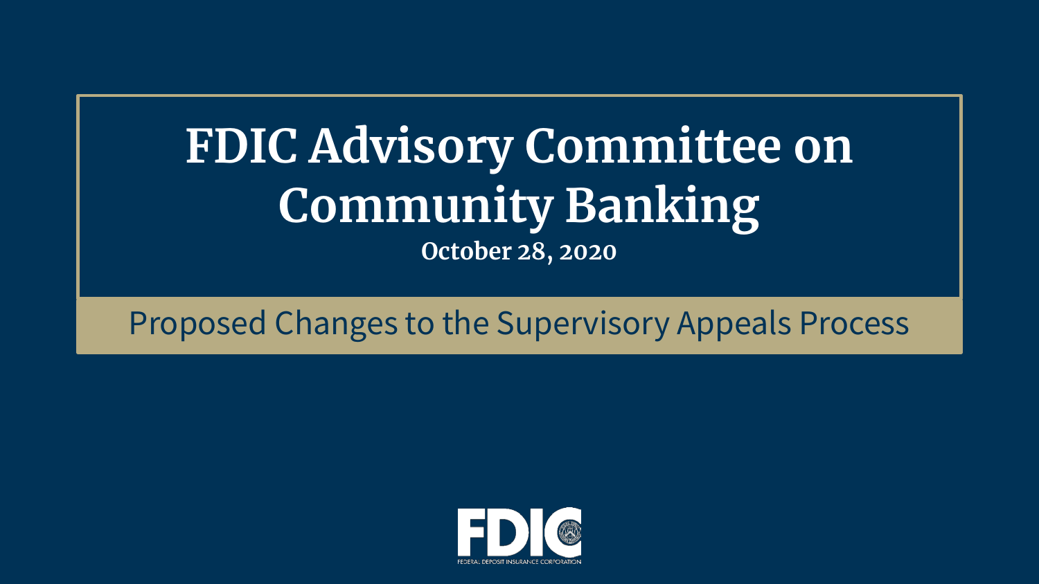# FDIC Advisory Committee on Community Banking

**October 28, 2020**

## Proposed Changes to the Supervisory Appeals Process

FDIC

FEDERAL DEPOSIT INSURANCE CORPORATION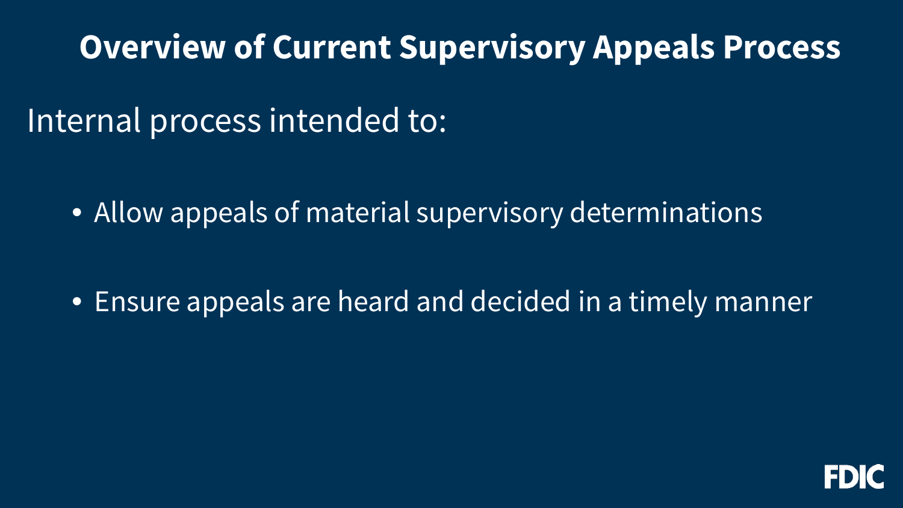# Overview of Current Supervisory Appeals Process

Internal process intended to:

- Allow appeals of material supervisory determinations
- Ensure appeals are heard and decided in a timely manner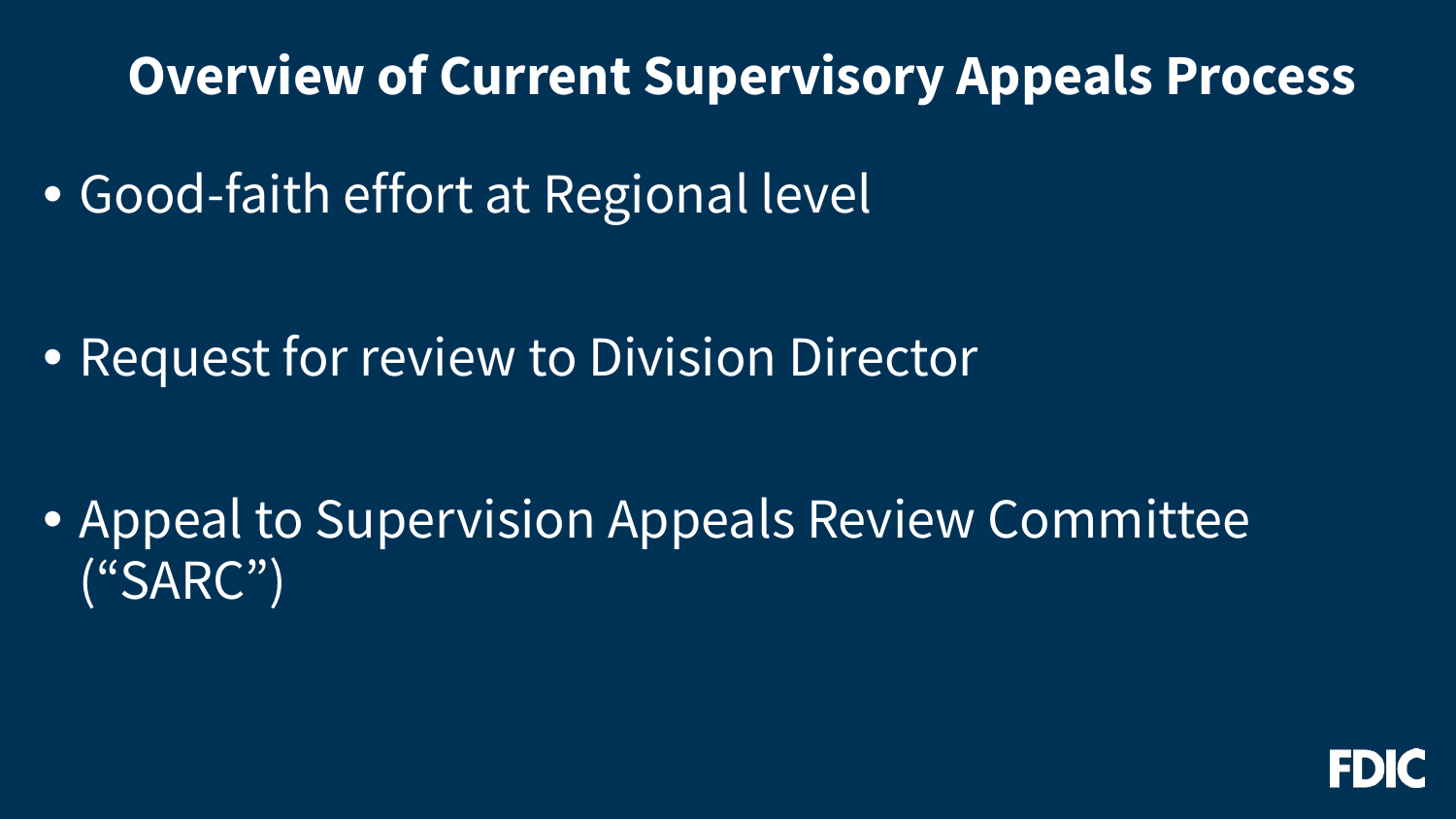# Overview of Current Supervisory Appeals Process

- Good-faith effort at Regional level
- Request for review to Division Director
- Appeal to Supervision Appeals Review Committee ("SARC")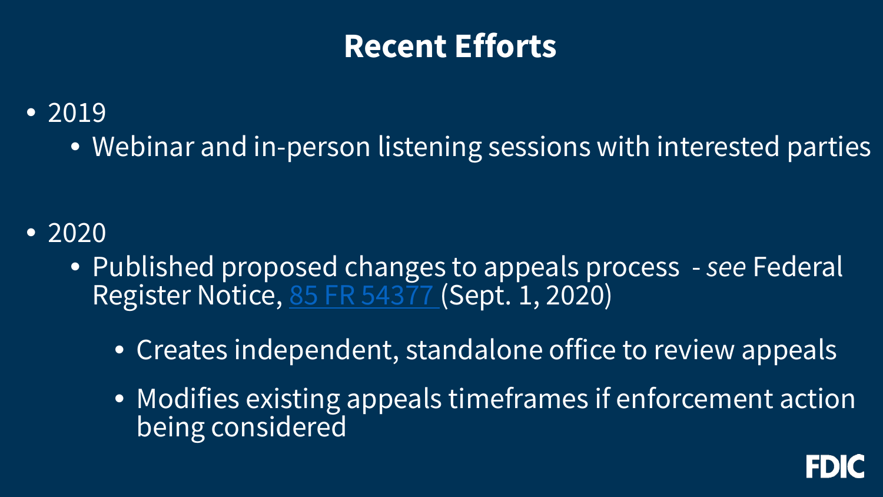# Recent Efforts

- 2019
  - Webinar and in-person listening sessions with interested parties
- 2020
  - Published proposed changes to appeals process - *see* Federal Register Notice, 85 FR 54377 (Sept. 1, 2020)
    - Creates independent, standalone office to review appeals
    - Modifies existing appeals timeframes if enforcement action being considered

FDIC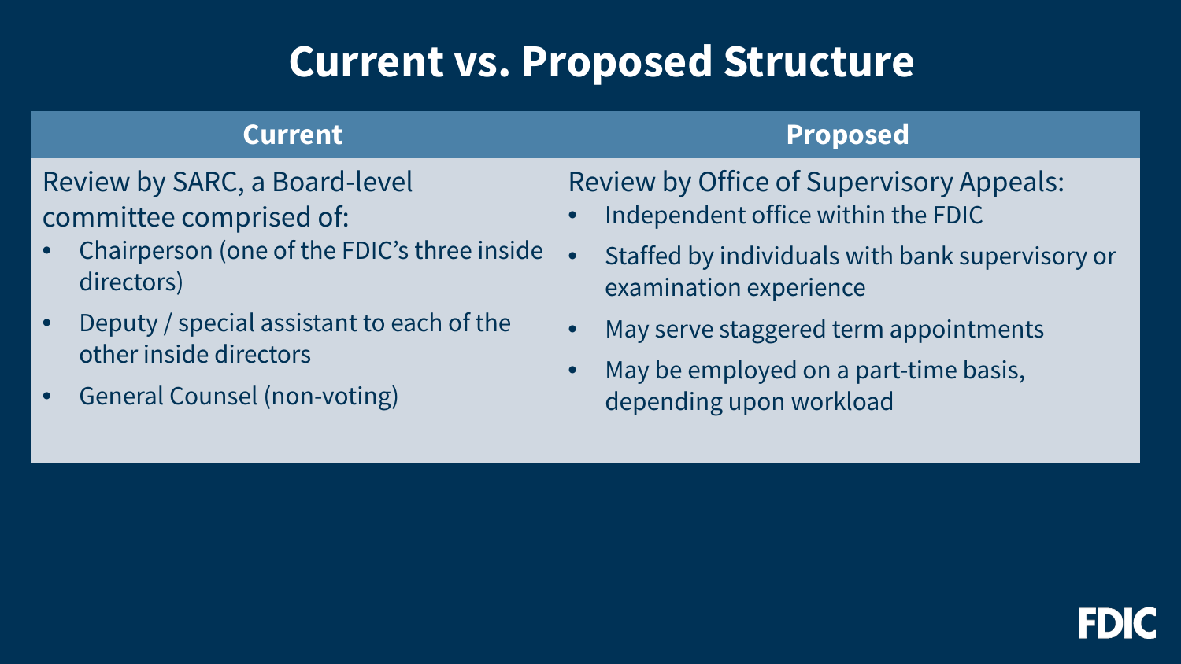# Current vs. Proposed Structure

| Current | Proposed |
| --- | --- |
| Review by SARC, a Board-level committee comprised of:<br>• Chairperson (one of the FDIC's three inside directors)<br>• Deputy / special assistant to each of the other inside directors<br>• General Counsel (non-voting) | Review by Office of Supervisory Appeals:<br>• Independent office within the FDIC<br>• Staffed by individuals with bank supervisory or examination experience<br>• May serve staggered term appointments<br>• May be employed on a part-time basis, depending upon workload |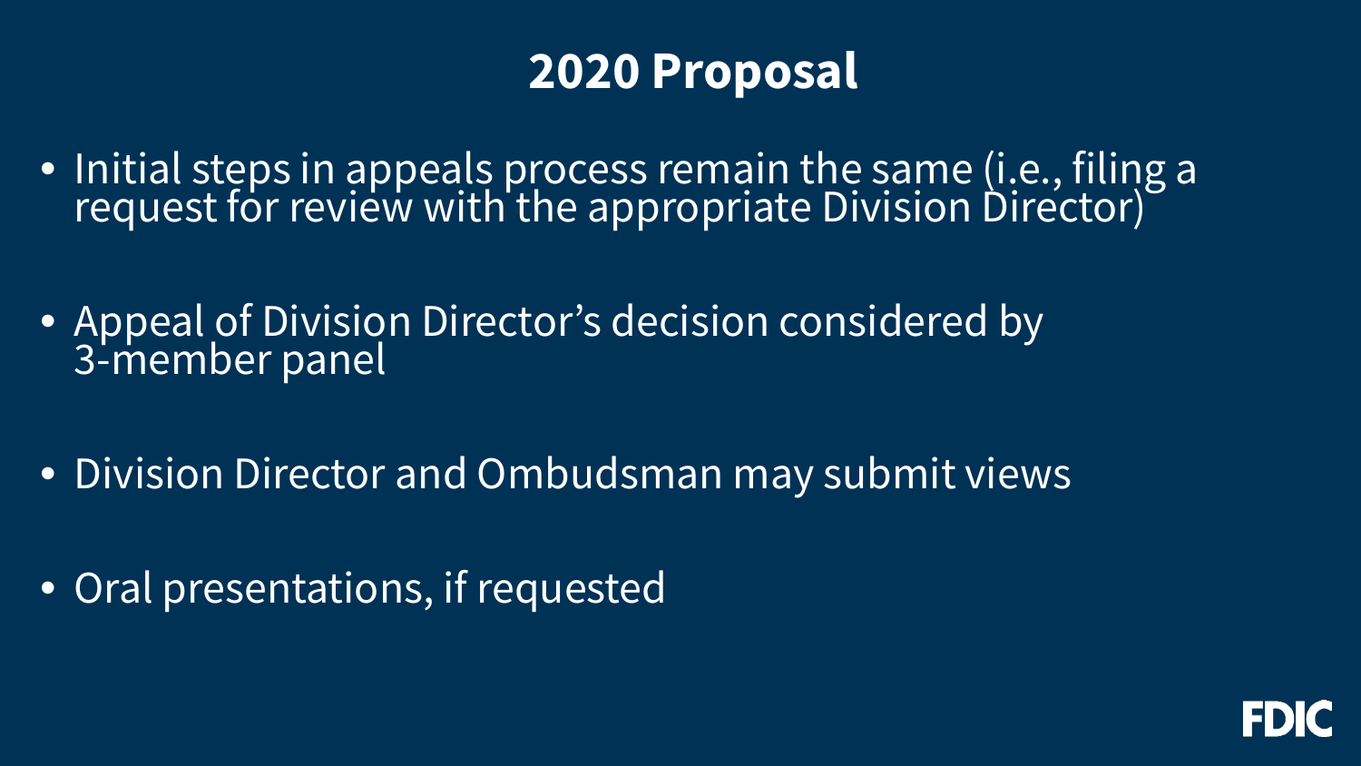# 2020 Proposal

- Initial steps in appeals process remain the same (i.e., filing a request for review with the appropriate Division Director)
- Appeal of Division Director's decision considered by 3-member panel
- Division Director and Ombudsman may submit views
- Oral presentations, if requested

FDIC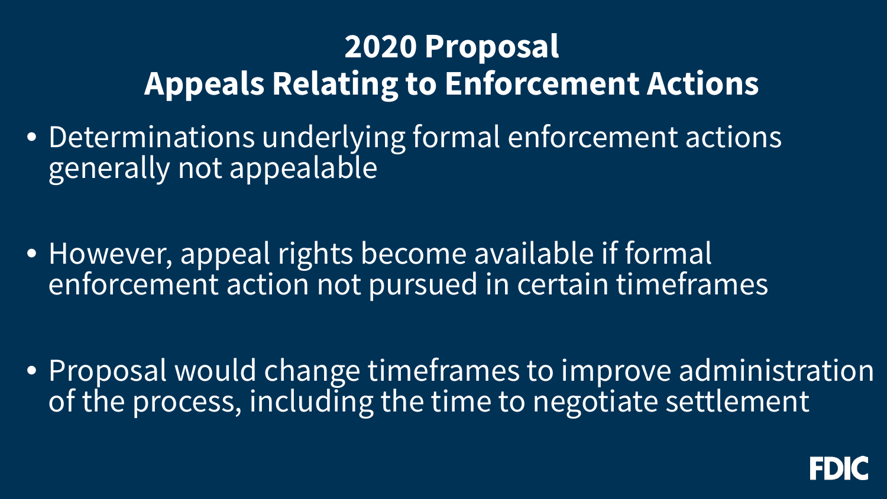# 2020 Proposal
# Appeals Relating to Enforcement Actions

- Determinations underlying formal enforcement actions generally not appealable
- However, appeal rights become available if formal enforcement action not pursued in certain timeframes
- Proposal would change timeframes to improve administration of the process, including the time to negotiate settlement